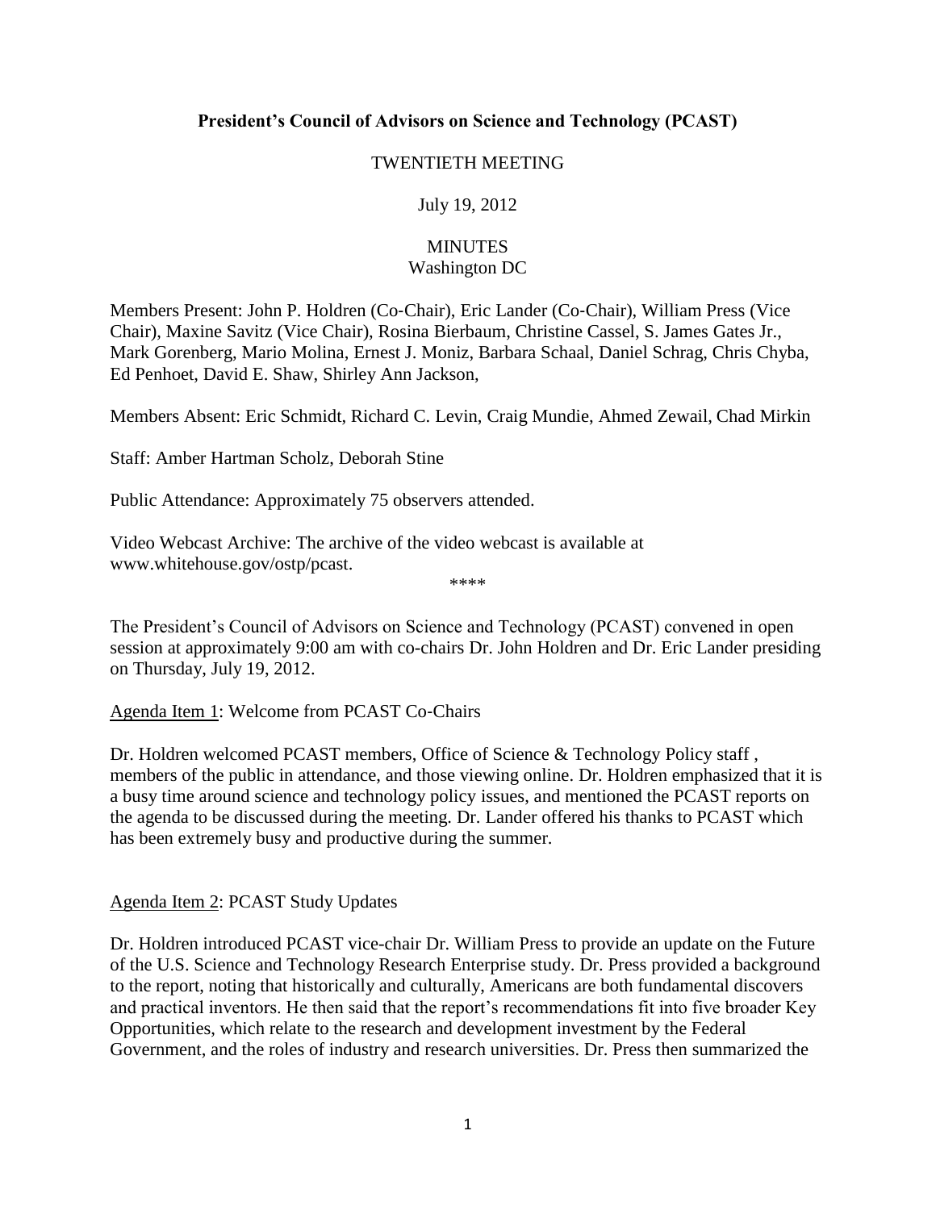**President's Council of Advisors on Science and Technology (PCAST)**

TWENTIETH MEETING

July 19, 2012

MINUTES
Washington DC

Members Present: John P. Holdren (Co-Chair), Eric Lander (Co-Chair), William Press (Vice Chair), Maxine Savitz (Vice Chair), Rosina Bierbaum, Christine Cassel, S. James Gates Jr., Mark Gorenberg, Mario Molina, Ernest J. Moniz, Barbara Schaal, Daniel Schrag, Chris Chyba, Ed Penhoet, David E. Shaw, Shirley Ann Jackson,

Members Absent: Eric Schmidt, Richard C. Levin, Craig Mundie, Ahmed Zewail, Chad Mirkin

Staff: Amber Hartman Scholz, Deborah Stine

Public Attendance: Approximately 75 observers attended.

Video Webcast Archive: The archive of the video webcast is available at www.whitehouse.gov/ostp/pcast.

\*\*\*\*

The President's Council of Advisors on Science and Technology (PCAST) convened in open session at approximately 9:00 am with co-chairs Dr. John Holdren and Dr. Eric Lander presiding on Thursday, July 19, 2012.

Agenda Item 1: Welcome from PCAST Co-Chairs

Dr. Holdren welcomed PCAST members, Office of Science & Technology Policy staff , members of the public in attendance, and those viewing online. Dr. Holdren emphasized that it is a busy time around science and technology policy issues, and mentioned the PCAST reports on the agenda to be discussed during the meeting. Dr. Lander offered his thanks to PCAST which has been extremely busy and productive during the summer.

Agenda Item 2: PCAST Study Updates

Dr. Holdren introduced PCAST vice-chair Dr. William Press to provide an update on the Future of the U.S. Science and Technology Research Enterprise study. Dr. Press provided a background to the report, noting that historically and culturally, Americans are both fundamental discovers and practical inventors. He then said that the report's recommendations fit into five broader Key Opportunities, which relate to the research and development investment by the Federal Government, and the roles of industry and research universities. Dr. Press then summarized the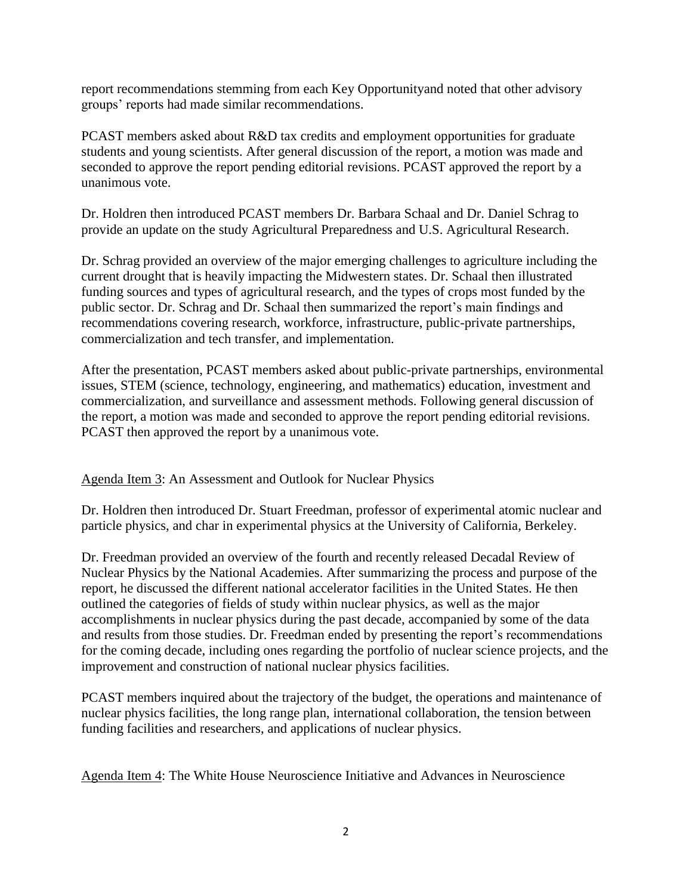report recommendations stemming from each Key Opportunityand noted that other advisory groups' reports had made similar recommendations.

PCAST members asked about R&D tax credits and employment opportunities for graduate students and young scientists. After general discussion of the report, a motion was made and seconded to approve the report pending editorial revisions. PCAST approved the report by a unanimous vote.

Dr. Holdren then introduced PCAST members Dr. Barbara Schaal and Dr. Daniel Schrag to provide an update on the study Agricultural Preparedness and U.S. Agricultural Research.

Dr. Schrag provided an overview of the major emerging challenges to agriculture including the current drought that is heavily impacting the Midwestern states. Dr. Schaal then illustrated funding sources and types of agricultural research, and the types of crops most funded by the public sector. Dr. Schrag and Dr. Schaal then summarized the report's main findings and recommendations covering research, workforce, infrastructure, public-private partnerships, commercialization and tech transfer, and implementation.

After the presentation, PCAST members asked about public-private partnerships, environmental issues, STEM (science, technology, engineering, and mathematics) education, investment and commercialization, and surveillance and assessment methods. Following general discussion of the report, a motion was made and seconded to approve the report pending editorial revisions. PCAST then approved the report by a unanimous vote.

Agenda Item 3: An Assessment and Outlook for Nuclear Physics

Dr. Holdren then introduced Dr. Stuart Freedman, professor of experimental atomic nuclear and particle physics, and char in experimental physics at the University of California, Berkeley.

Dr. Freedman provided an overview of the fourth and recently released Decadal Review of Nuclear Physics by the National Academies. After summarizing the process and purpose of the report, he discussed the different national accelerator facilities in the United States. He then outlined the categories of fields of study within nuclear physics, as well as the major accomplishments in nuclear physics during the past decade, accompanied by some of the data and results from those studies. Dr. Freedman ended by presenting the report's recommendations for the coming decade, including ones regarding the portfolio of nuclear science projects, and the improvement and construction of national nuclear physics facilities.

PCAST members inquired about the trajectory of the budget, the operations and maintenance of nuclear physics facilities, the long range plan, international collaboration, the tension between funding facilities and researchers, and applications of nuclear physics.

Agenda Item 4: The White House Neuroscience Initiative and Advances in Neuroscience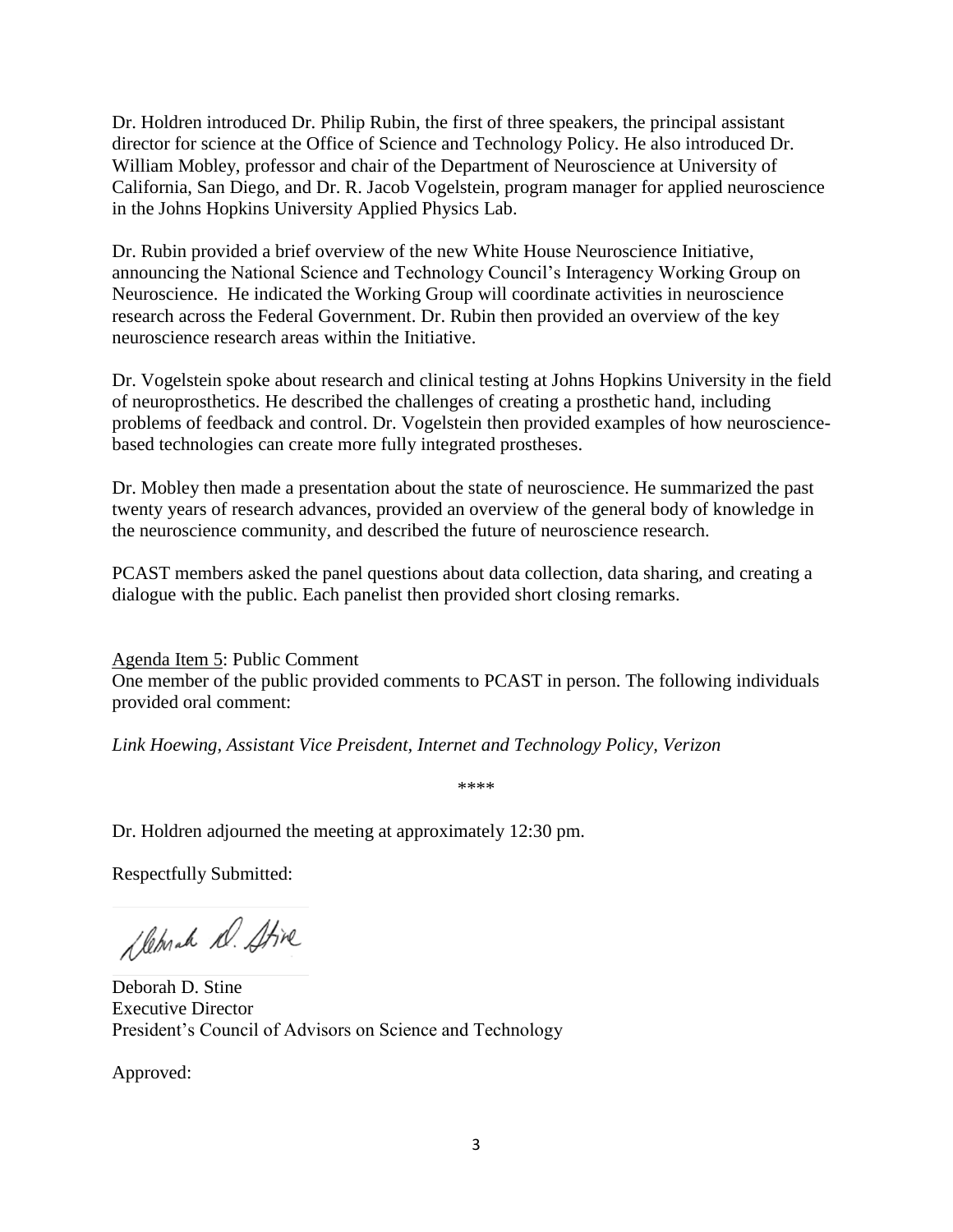Dr. Holdren introduced Dr. Philip Rubin, the first of three speakers, the principal assistant director for science at the Office of Science and Technology Policy. He also introduced Dr. William Mobley, professor and chair of the Department of Neuroscience at University of California, San Diego, and Dr. R. Jacob Vogelstein, program manager for applied neuroscience in the Johns Hopkins University Applied Physics Lab.

Dr. Rubin provided a brief overview of the new White House Neuroscience Initiative, announcing the National Science and Technology Council's Interagency Working Group on Neuroscience. He indicated the Working Group will coordinate activities in neuroscience research across the Federal Government. Dr. Rubin then provided an overview of the key neuroscience research areas within the Initiative.

Dr. Vogelstein spoke about research and clinical testing at Johns Hopkins University in the field of neuroprosthetics. He described the challenges of creating a prosthetic hand, including problems of feedback and control. Dr. Vogelstein then provided examples of how neuroscience-based technologies can create more fully integrated prostheses.

Dr. Mobley then made a presentation about the state of neuroscience. He summarized the past twenty years of research advances, provided an overview of the general body of knowledge in the neuroscience community, and described the future of neuroscience research.

PCAST members asked the panel questions about data collection, data sharing, and creating a dialogue with the public. Each panelist then provided short closing remarks.

<u>Agenda Item 5</u>: Public Comment

One member of the public provided comments to PCAST in person. The following individuals provided oral comment:

*Link Hoewing, Assistant Vice Preisdent, Internet and Technology Policy, Verizon*

\*\*\*\*

Dr. Holdren adjourned the meeting at approximately 12:30 pm.

Respectfully Submitted:

Deborah D. Stine
Executive Director
President's Council of Advisors on Science and Technology

Approved: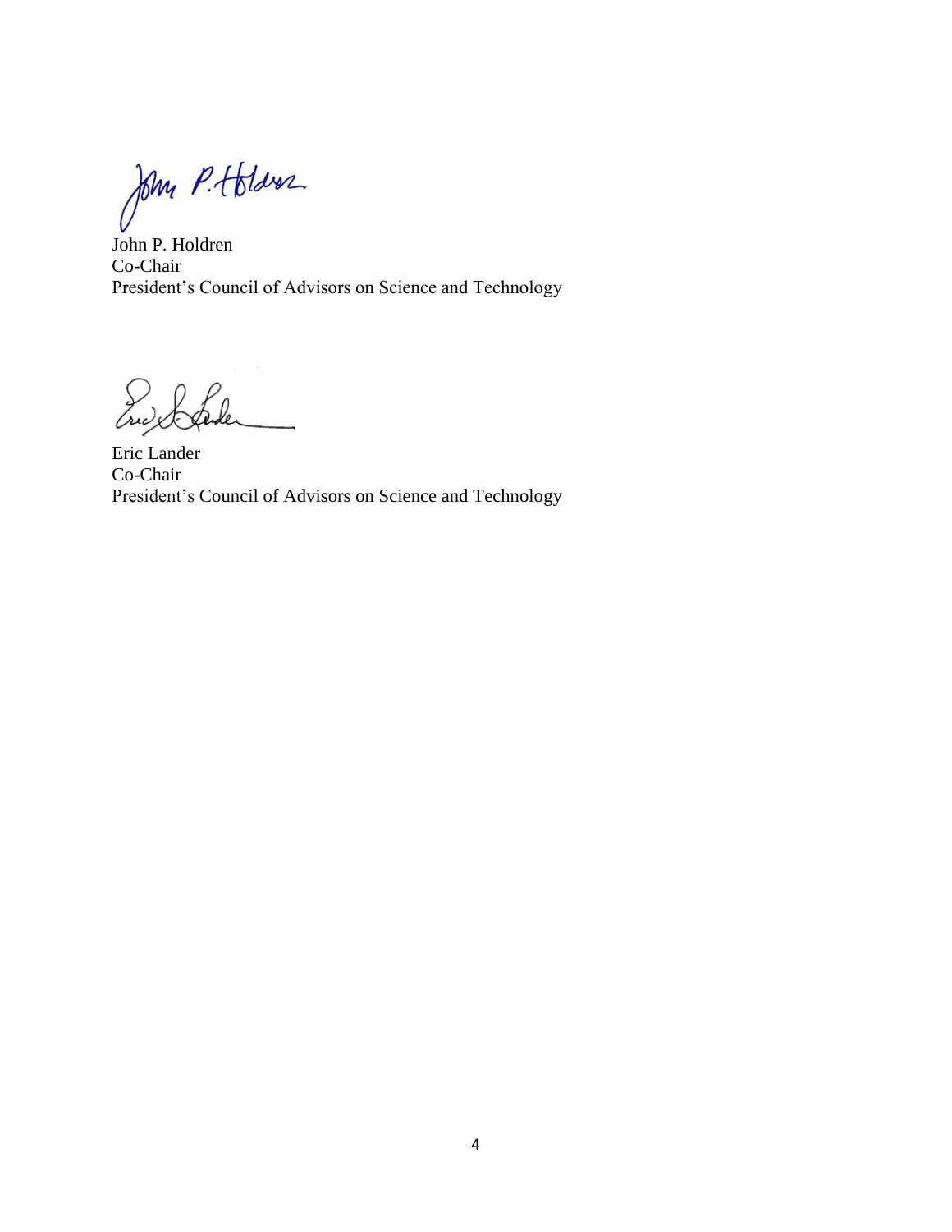John P. Holdren
Co-Chair
President's Council of Advisors on Science and Technology

Eric Lander
Co-Chair
President's Council of Advisors on Science and Technology